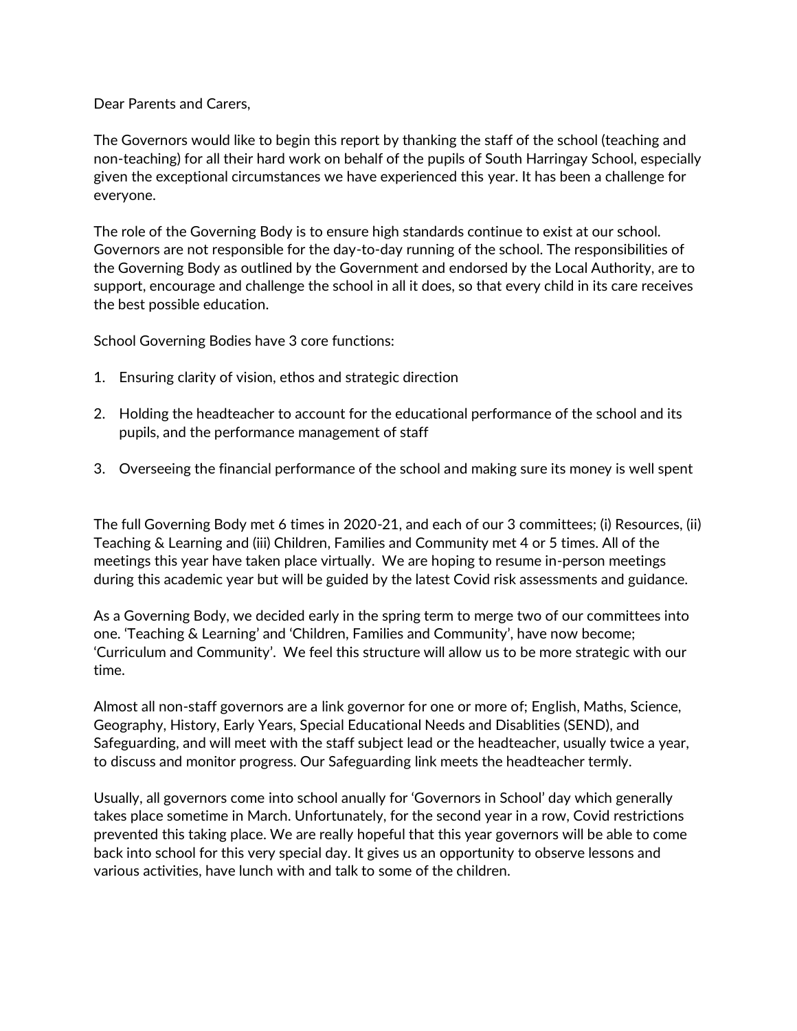Dear Parents and Carers,

The Governors would like to begin this report by thanking the staff of the school (teaching and non-teaching) for all their hard work on behalf of the pupils of South Harringay School, especially given the exceptional circumstances we have experienced this year. It has been a challenge for everyone.

The role of the Governing Body is to ensure high standards continue to exist at our school. Governors are not responsible for the day-to-day running of the school. The responsibilities of the Governing Body as outlined by the Government and endorsed by the Local Authority, are to support, encourage and challenge the school in all it does, so that every child in its care receives the best possible education.

School Governing Bodies have 3 core functions:

1. Ensuring clarity of vision, ethos and strategic direction

2. Holding the headteacher to account for the educational performance of the school and its pupils, and the performance management of staff

3. Overseeing the financial performance of the school and making sure its money is well spent

The full Governing Body met 6 times in 2020-21, and each of our 3 committees; (i) Resources, (ii) Teaching & Learning and (iii) Children, Families and Community met 4 or 5 times. All of the meetings this year have taken place virtually. We are hoping to resume in-person meetings during this academic year but will be guided by the latest Covid risk assessments and guidance.

As a Governing Body, we decided early in the spring term to merge two of our committees into one. 'Teaching & Learning' and 'Children, Families and Community', have now become; 'Curriculum and Community'. We feel this structure will allow us to be more strategic with our time.

Almost all non-staff governors are a link governor for one or more of; English, Maths, Science, Geography, History, Early Years, Special Educational Needs and Disablities (SEND), and Safeguarding, and will meet with the staff subject lead or the headteacher, usually twice a year, to discuss and monitor progress. Our Safeguarding link meets the headteacher termly.

Usually, all governors come into school anually for 'Governors in School' day which generally takes place sometime in March. Unfortunately, for the second year in a row, Covid restrictions prevented this taking place. We are really hopeful that this year governors will be able to come back into school for this very special day. It gives us an opportunity to observe lessons and various activities, have lunch with and talk to some of the children.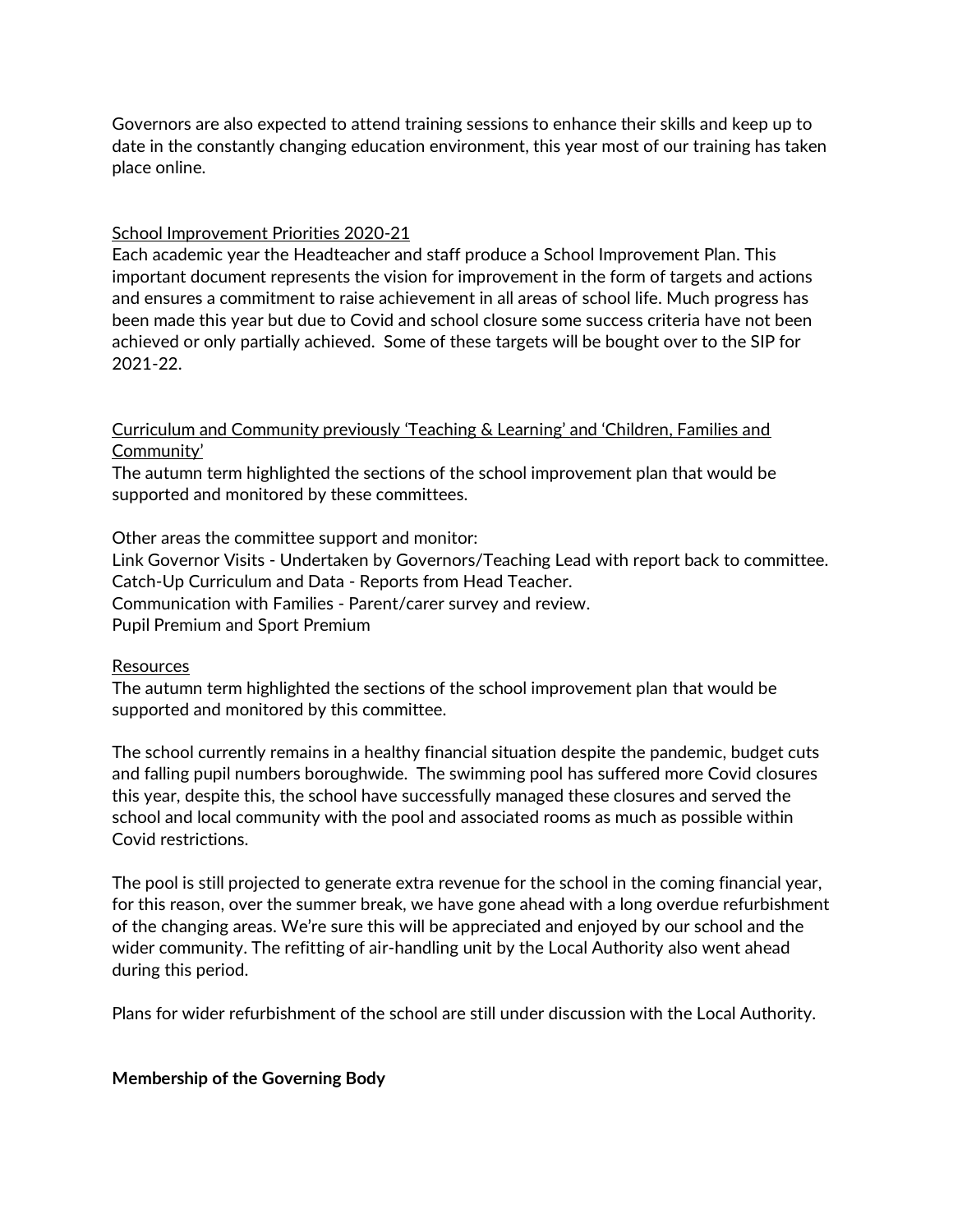Governors are also expected to attend training sessions to enhance their skills and keep up to date in the constantly changing education environment, this year most of our training has taken place online.

<u>School Improvement Priorities 2020-21</u>

Each academic year the Headteacher and staff produce a School Improvement Plan. This important document represents the vision for improvement in the form of targets and actions and ensures a commitment to raise achievement in all areas of school life. Much progress has been made this year but due to Covid and school closure some success criteria have not been achieved or only partially achieved. Some of these targets will be bought over to the SIP for 2021-22.

<u>Curriculum and Community previously 'Teaching & Learning' and 'Children, Families and Community'</u>

The autumn term highlighted the sections of the school improvement plan that would be supported and monitored by these committees.

Other areas the committee support and monitor:
Link Governor Visits - Undertaken by Governors/Teaching Lead with report back to committee.
Catch-Up Curriculum and Data - Reports from Head Teacher.
Communication with Families - Parent/carer survey and review.
Pupil Premium and Sport Premium

<u>Resources</u>

The autumn term highlighted the sections of the school improvement plan that would be supported and monitored by this committee.

The school currently remains in a healthy financial situation despite the pandemic, budget cuts and falling pupil numbers boroughwide. The swimming pool has suffered more Covid closures this year, despite this, the school have successfully managed these closures and served the school and local community with the pool and associated rooms as much as possible within Covid restrictions.

The pool is still projected to generate extra revenue for the school in the coming financial year, for this reason, over the summer break, we have gone ahead with a long overdue refurbishment of the changing areas. We're sure this will be appreciated and enjoyed by our school and the wider community. The refitting of air-handling unit by the Local Authority also went ahead during this period.

Plans for wider refurbishment of the school are still under discussion with the Local Authority.

**Membership of the Governing Body**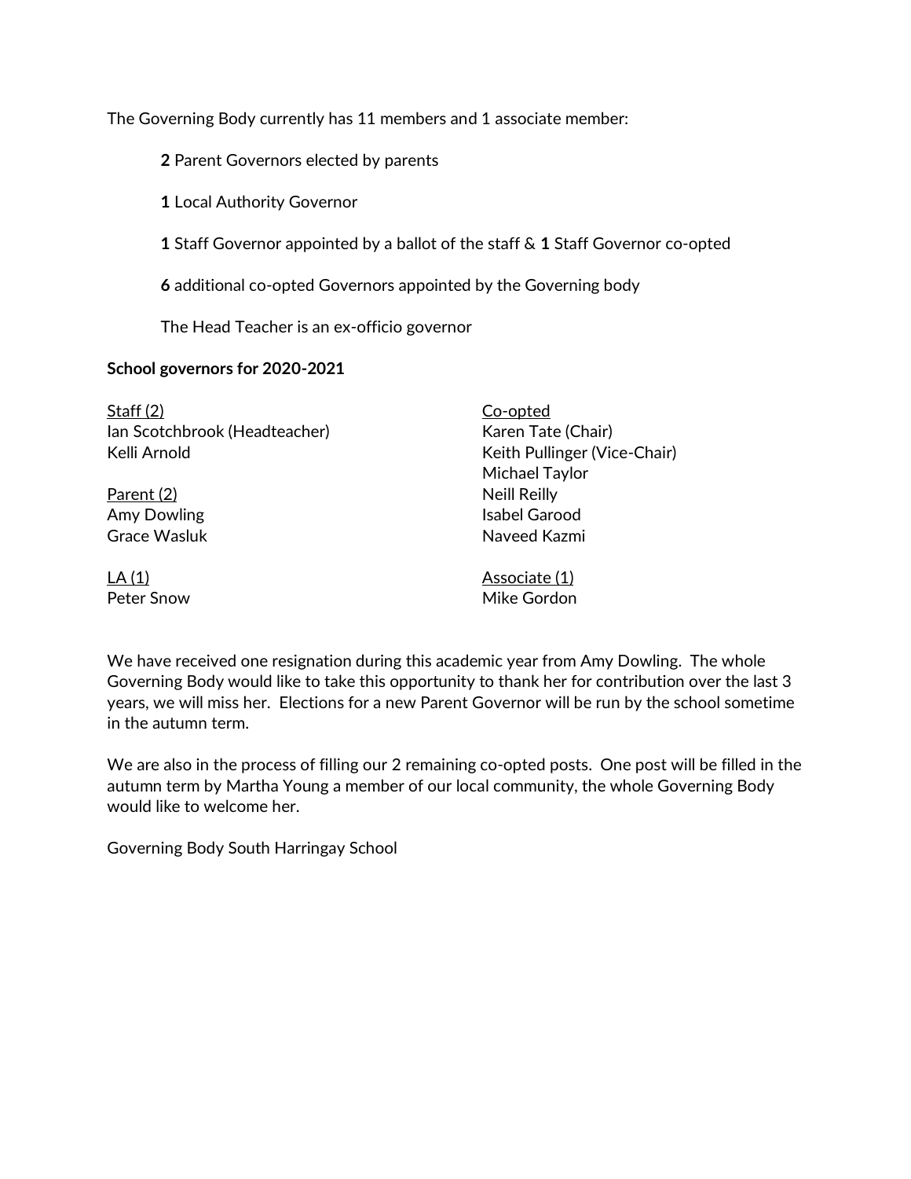The Governing Body currently has 11 members and 1 associate member:

**2** Parent Governors elected by parents

**1** Local Authority Governor

**1** Staff Governor appointed by a ballot of the staff & **1** Staff Governor co-opted

**6** additional co-opted Governors appointed by the Governing body

The Head Teacher is an ex-officio governor

**School governors for 2020-2021**

Staff (2)
Ian Scotchbrook (Headteacher)
Kelli Arnold

Parent (2)
Amy Dowling
Grace Wasluk

LA (1)
Peter Snow

Co-opted
Karen Tate (Chair)
Keith Pullinger (Vice-Chair)
Michael Taylor
Neill Reilly
Isabel Garood
Naveed Kazmi

Associate (1)
Mike Gordon

We have received one resignation during this academic year from Amy Dowling. The whole Governing Body would like to take this opportunity to thank her for contribution over the last 3 years, we will miss her. Elections for a new Parent Governor will be run by the school sometime in the autumn term.

We are also in the process of filling our 2 remaining co-opted posts. One post will be filled in the autumn term by Martha Young a member of our local community, the whole Governing Body would like to welcome her.

Governing Body South Harringay School